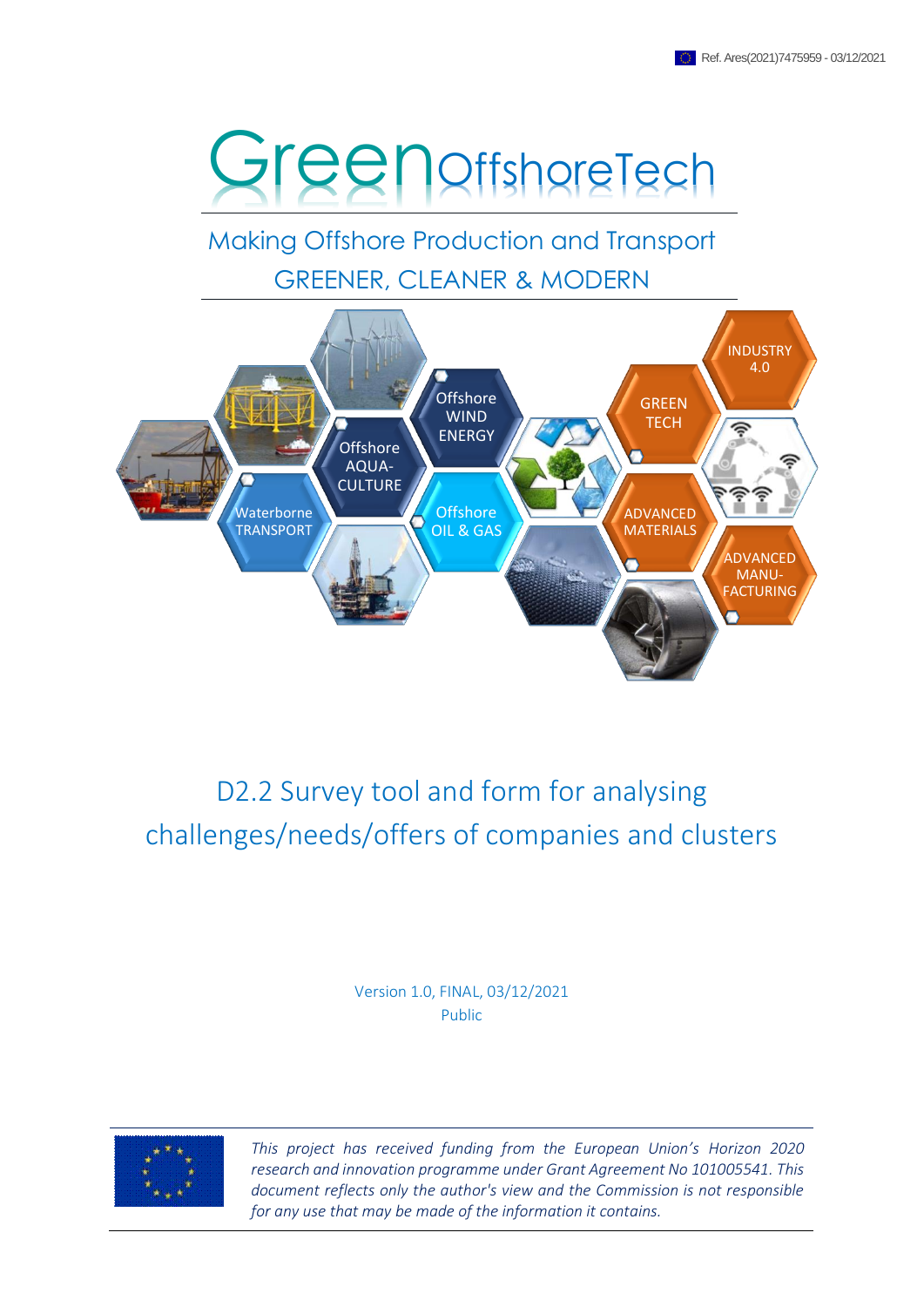Ref. Ares(2021)7475959 - 03/12/2021

# GreenOffshoreTech

Making Offshore Production and Transport
GREENER, CLEANER & MODERN

Offshore WIND ENERGY

Offshore AQUA-CULTURE

Waterborne TRANSPORT

Offshore OIL & GAS

GREEN TECH

INDUSTRY 4.0

ADVANCED MATERIALS

ADVANCED MANU-FACTURING

## D2.2 Survey tool and form for analysing challenges/needs/offers of companies and clusters

Version 1.0, FINAL, 03/12/2021

Public

*This project has received funding from the European Union's Horizon 2020 research and innovation programme under Grant Agreement No 101005541. This document reflects only the author's view and the Commission is not responsible for any use that may be made of the information it contains.*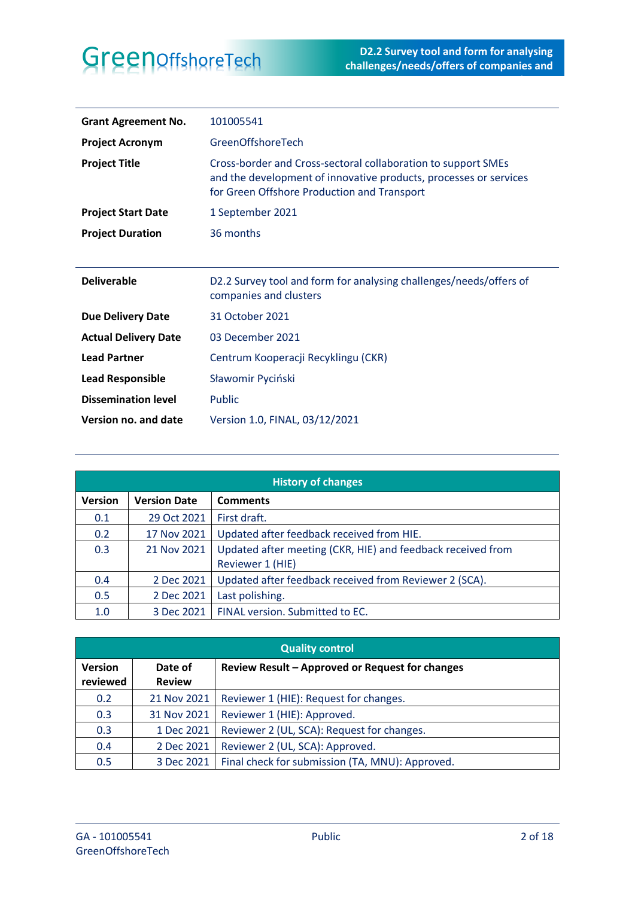| | |
|---|---|
| **Grant Agreement No.** | 101005541 |
| **Project Acronym** | GreenOffshoreTech |
| **Project Title** | Cross-border and Cross-sectoral collaboration to support SMEs and the development of innovative products, processes or services for Green Offshore Production and Transport |
| **Project Start Date** | 1 September 2021 |
| **Project Duration** | 36 months |

| | |
|---|---|
| **Deliverable** | D2.2 Survey tool and form for analysing challenges/needs/offers of companies and clusters |
| **Due Delivery Date** | 31 October 2021 |
| **Actual Delivery Date** | 03 December 2021 |
| **Lead Partner** | Centrum Kooperacji Recyklingu (CKR) |
| **Lead Responsible** | Sławomir Pyciński |
| **Dissemination level** | Public |
| **Version no. and date** | Version 1.0, FINAL, 03/12/2021 |

**History of changes**

| Version | Version Date | Comments |
|---|---|---|
| 0.1 | 29 Oct 2021 | First draft. |
| 0.2 | 17 Nov 2021 | Updated after feedback received from HIE. |
| 0.3 | 21 Nov 2021 | Updated after meeting (CKR, HIE) and feedback received from Reviewer 1 (HIE) |
| 0.4 | 2 Dec 2021 | Updated after feedback received from Reviewer 2 (SCA). |
| 0.5 | 2 Dec 2021 | Last polishing. |
| 1.0 | 3 Dec 2021 | FINAL version. Submitted to EC. |

**Quality control**

| Version reviewed | Date of Review | Review Result – Approved or Request for changes |
|---|---|---|
| 0.2 | 21 Nov 2021 | Reviewer 1 (HIE): Request for changes. |
| 0.3 | 31 Nov 2021 | Reviewer 1 (HIE): Approved. |
| 0.3 | 1 Dec 2021 | Reviewer 2 (UL, SCA): Request for changes. |
| 0.4 | 2 Dec 2021 | Reviewer 2 (UL, SCA): Approved. |
| 0.5 | 3 Dec 2021 | Final check for submission (TA, MNU): Approved. |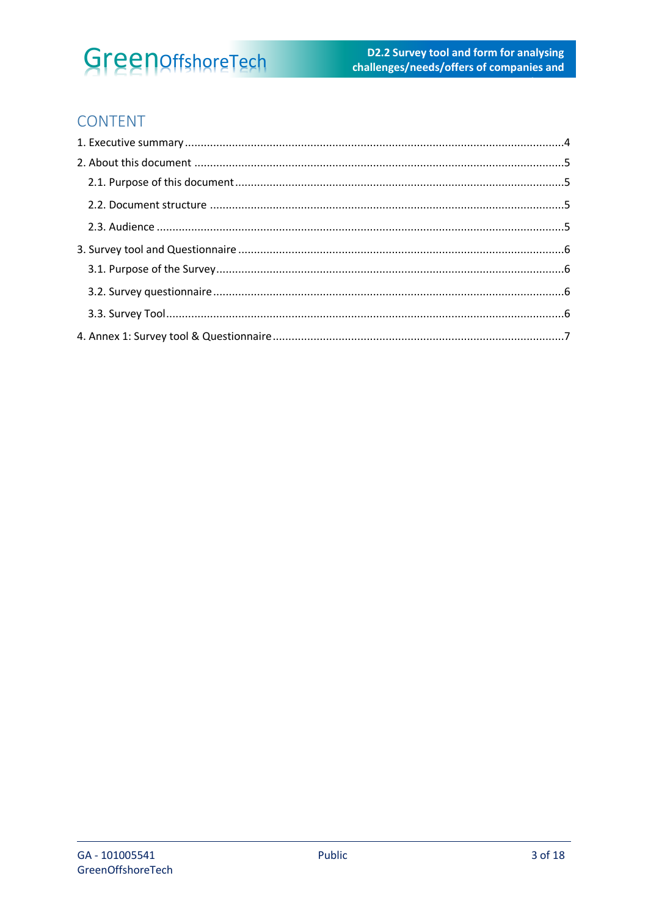# CONTENT

1. Executive summary ........................................................................................................................4
2. About this document ....................................................................................................................5
   - 2.1. Purpose of this document ........................................................................................................5
   - 2.2. Document structure ................................................................................................................5
   - 2.3. Audience ..................................................................................................................................5
3. Survey tool and Questionnaire .......................................................................................................6
   - 3.1. Purpose of the Survey ..............................................................................................................6
   - 3.2. Survey questionnaire ...............................................................................................................6
   - 3.3. Survey Tool ..............................................................................................................................6
4. Annex 1: Survey tool & Questionnaire ............................................................................................7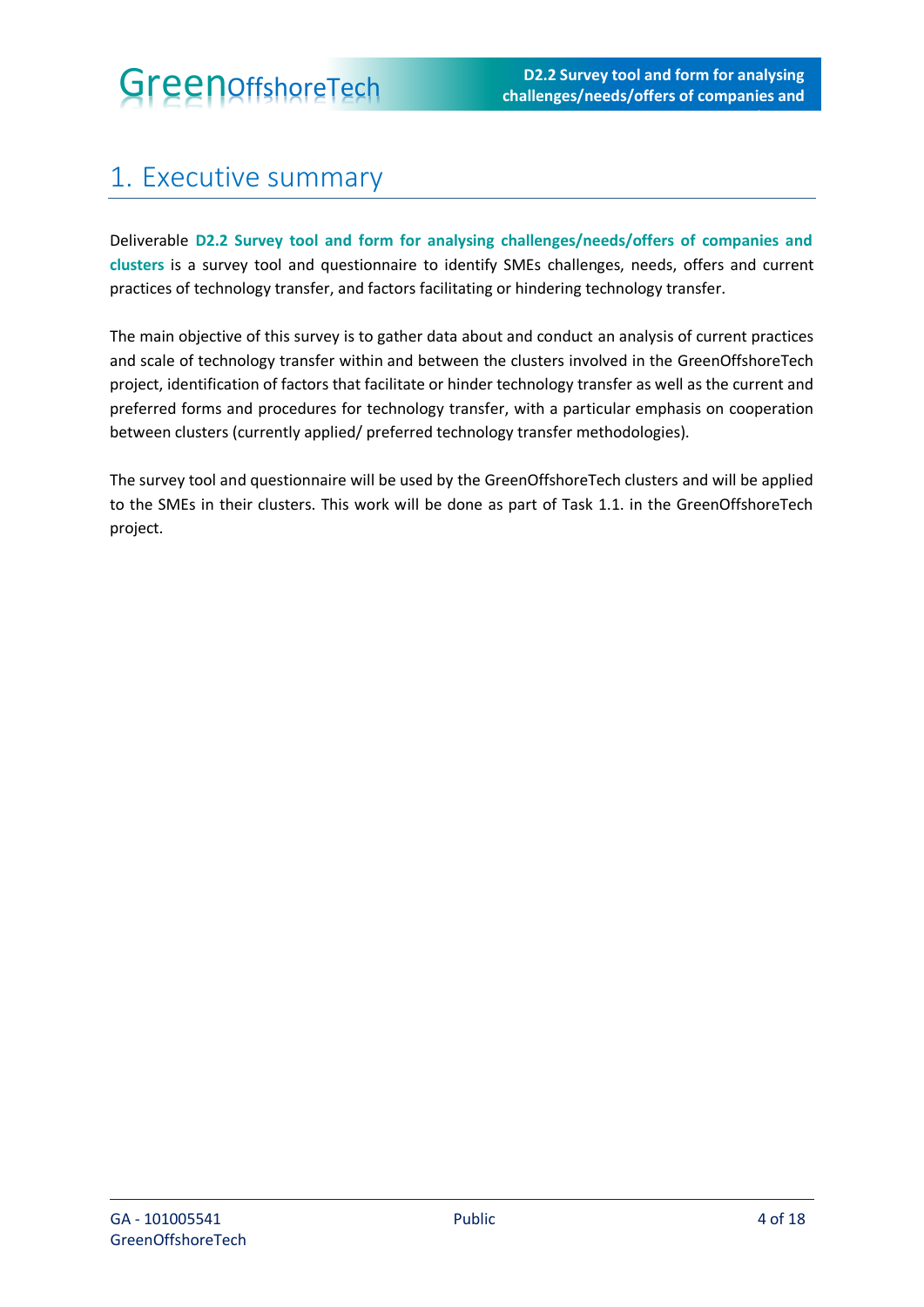# 1. Executive summary

Deliverable **D2.2 Survey tool and form for analysing challenges/needs/offers of companies and clusters** is a survey tool and questionnaire to identify SMEs challenges, needs, offers and current practices of technology transfer, and factors facilitating or hindering technology transfer.

The main objective of this survey is to gather data about and conduct an analysis of current practices and scale of technology transfer within and between the clusters involved in the GreenOffshoreTech project, identification of factors that facilitate or hinder technology transfer as well as the current and preferred forms and procedures for technology transfer, with a particular emphasis on cooperation between clusters (currently applied/ preferred technology transfer methodologies).

The survey tool and questionnaire will be used by the GreenOffshoreTech clusters and will be applied to the SMEs in their clusters. This work will be done as part of Task 1.1. in the GreenOffshoreTech project.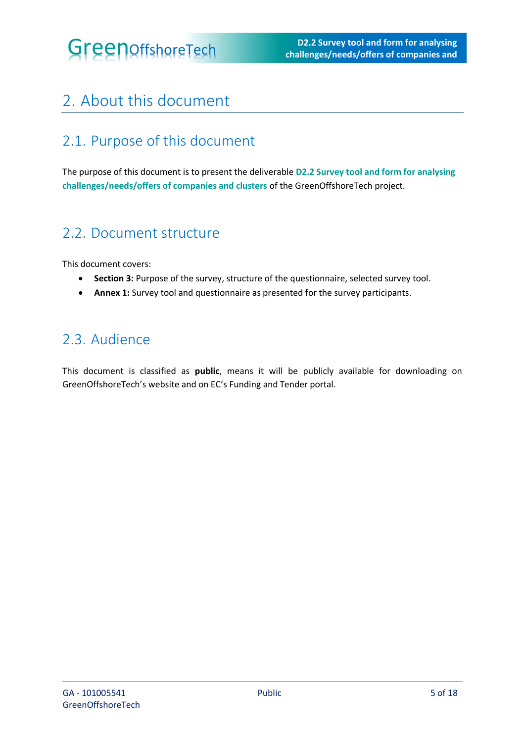# 2. About this document

## 2.1. Purpose of this document

The purpose of this document is to present the deliverable **D2.2 Survey tool and form for analysing challenges/needs/offers of companies and clusters** of the GreenOffshoreTech project.

## 2.2. Document structure

This document covers:

- **Section 3:** Purpose of the survey, structure of the questionnaire, selected survey tool.
- **Annex 1:** Survey tool and questionnaire as presented for the survey participants.

## 2.3. Audience

This document is classified as **public**, means it will be publicly available for downloading on GreenOffshoreTech's website and on EC's Funding and Tender portal.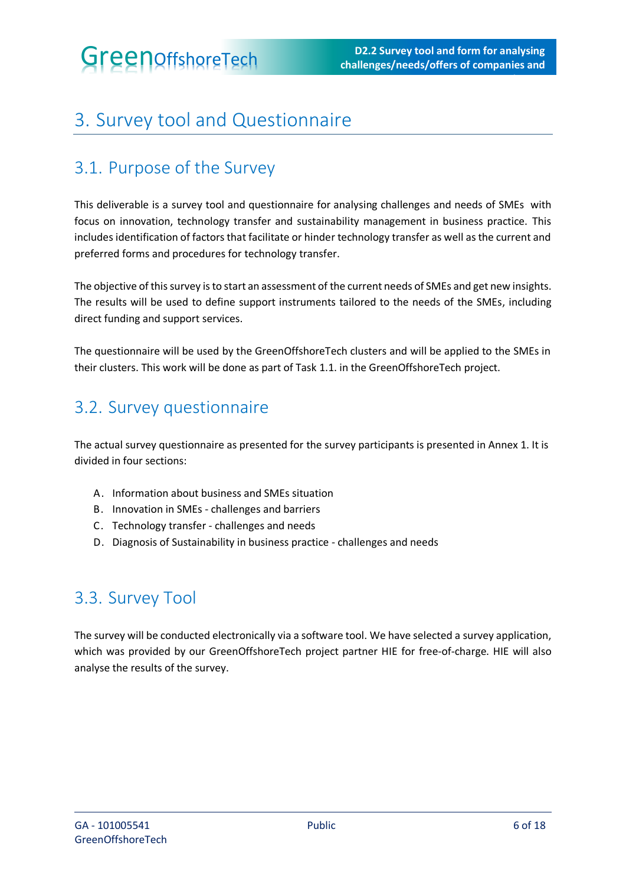# 3. Survey tool and Questionnaire

## 3.1. Purpose of the Survey

This deliverable is a survey tool and questionnaire for analysing challenges and needs of SMEs with focus on innovation, technology transfer and sustainability management in business practice. This includes identification of factors that facilitate or hinder technology transfer as well as the current and preferred forms and procedures for technology transfer.

The objective of this survey is to start an assessment of the current needs of SMEs and get new insights. The results will be used to define support instruments tailored to the needs of the SMEs, including direct funding and support services.

The questionnaire will be used by the GreenOffshoreTech clusters and will be applied to the SMEs in their clusters. This work will be done as part of Task 1.1. in the GreenOffshoreTech project.

## 3.2. Survey questionnaire

The actual survey questionnaire as presented for the survey participants is presented in Annex 1. It is divided in four sections:

A. Information about business and SMEs situation
B. Innovation in SMEs - challenges and barriers
C. Technology transfer - challenges and needs
D. Diagnosis of Sustainability in business practice - challenges and needs

## 3.3. Survey Tool

The survey will be conducted electronically via a software tool. We have selected a survey application, which was provided by our GreenOffshoreTech project partner HIE for free-of-charge. HIE will also analyse the results of the survey.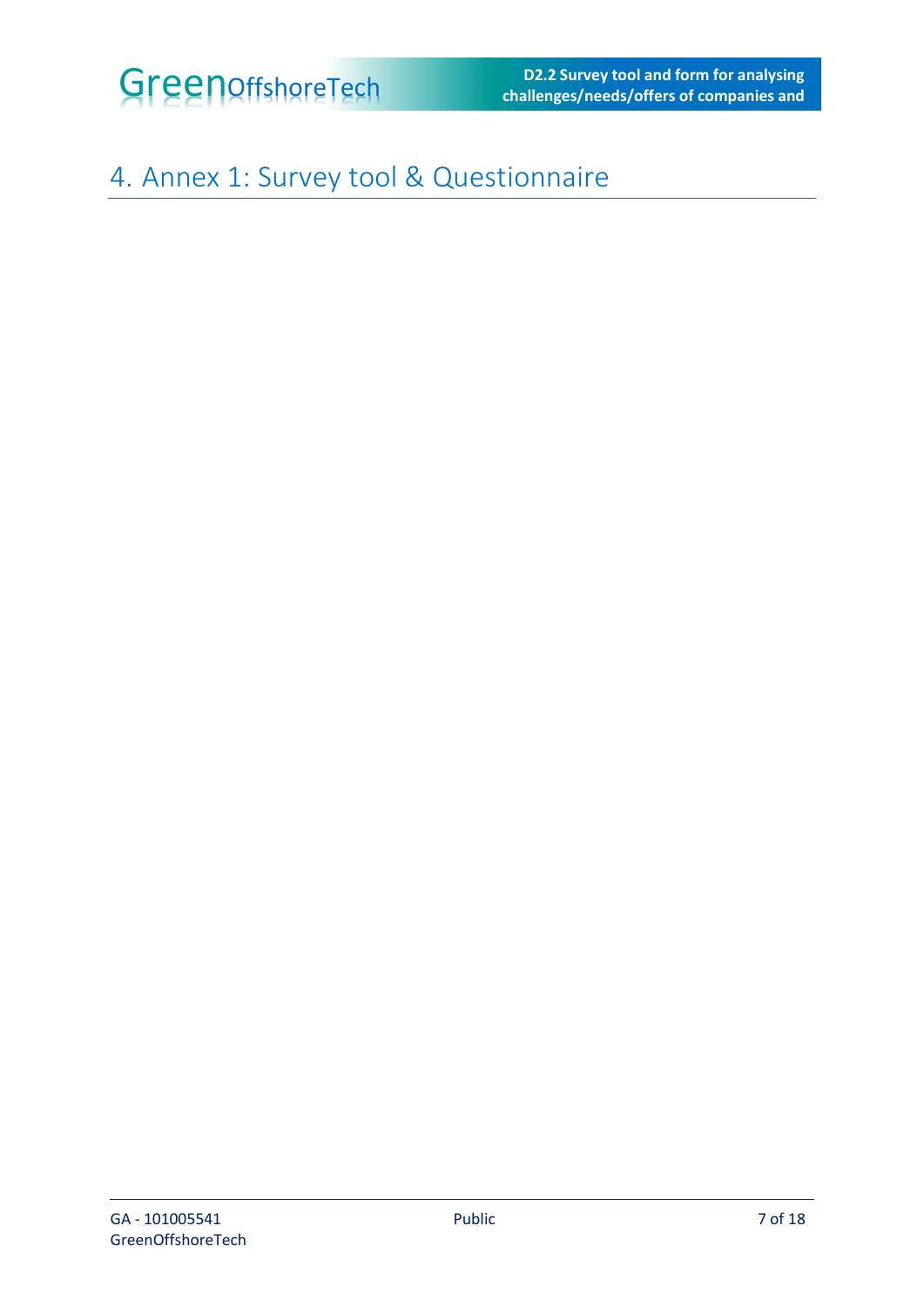# 4. Annex 1: Survey tool & Questionnaire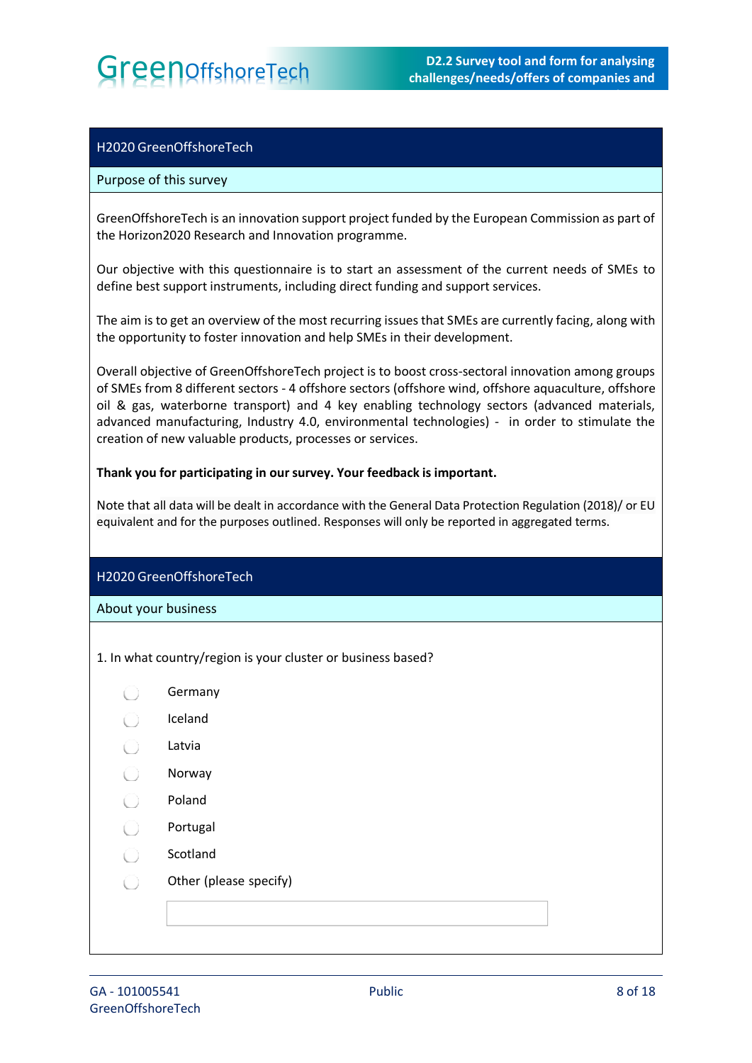## H2020 GreenOffshoreTech

### Purpose of this survey

GreenOffshoreTech is an innovation support project funded by the European Commission as part of the Horizon2020 Research and Innovation programme.

Our objective with this questionnaire is to start an assessment of the current needs of SMEs to define best support instruments, including direct funding and support services.

The aim is to get an overview of the most recurring issues that SMEs are currently facing, along with the opportunity to foster innovation and help SMEs in their development.

Overall objective of GreenOffshoreTech project is to boost cross-sectoral innovation among groups of SMEs from 8 different sectors - 4 offshore sectors (offshore wind, offshore aquaculture, offshore oil & gas, waterborne transport) and 4 key enabling technology sectors (advanced materials, advanced manufacturing, Industry 4.0, environmental technologies) - in order to stimulate the creation of new valuable products, processes or services.

**Thank you for participating in our survey. Your feedback is important.**

Note that all data will be dealt in accordance with the General Data Protection Regulation (2018)/ or EU equivalent and for the purposes outlined. Responses will only be reported in aggregated terms.

## H2020 GreenOffshoreTech

### About your business

1. In what country/region is your cluster or business based?

- ◯ Germany
- ◯ Iceland
- ◯ Latvia
- ◯ Norway
- ◯ Poland
- ◯ Portugal
- ◯ Scotland
- ◯ Other (please specify)

______________________________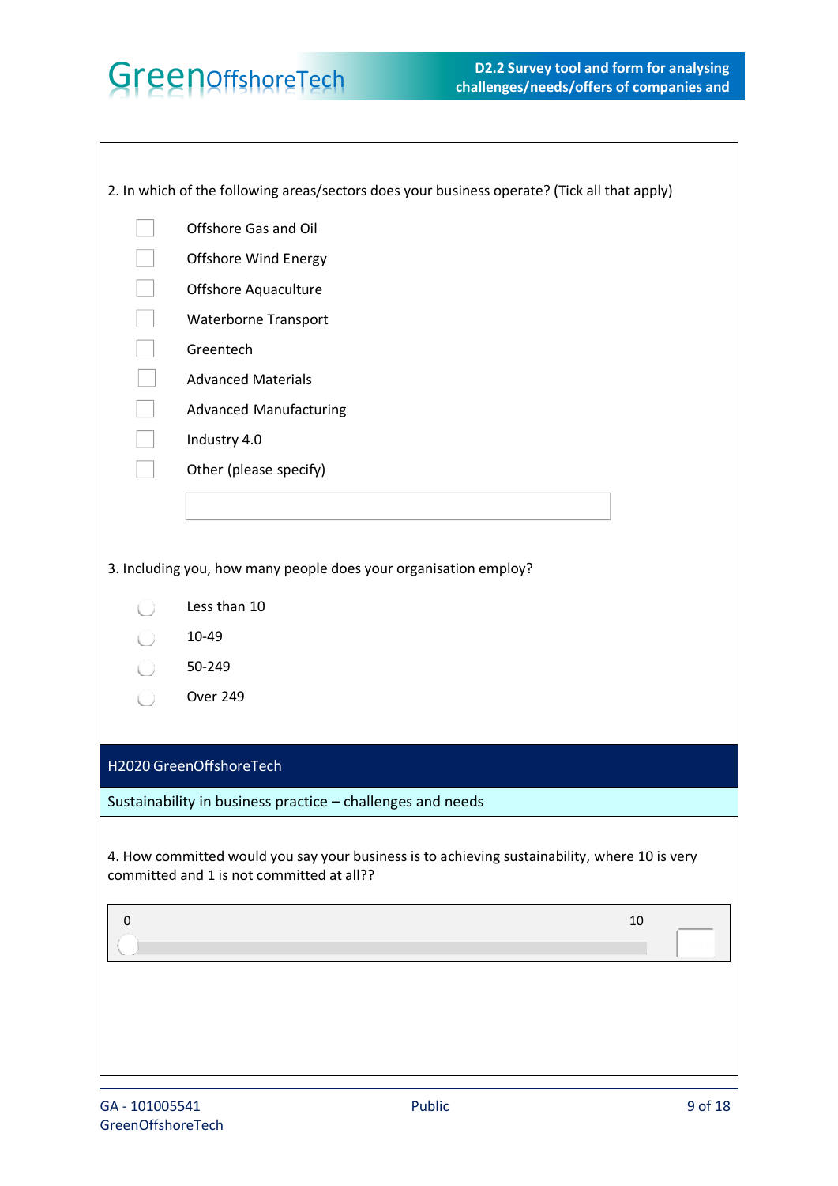2. In which of the following areas/sectors does your business operate? (Tick all that apply)

- ☐ Offshore Gas and Oil
- ☐ Offshore Wind Energy
- ☐ Offshore Aquaculture
- ☐ Waterborne Transport
- ☐ Greentech
- ☐ Advanced Materials
- ☐ Advanced Manufacturing
- ☐ Industry 4.0
- ☐ Other (please specify)

3. Including you, how many people does your organisation employ?

- ○ Less than 10
- ○ 10-49
- ○ 50-249
- ○ Over 249

## H2020 GreenOffshoreTech

### Sustainability in business practice – challenges and needs

4. How committed would you say your business is to achieving sustainability, where 10 is very committed and 1 is not committed at all??

0 ———————————————— 10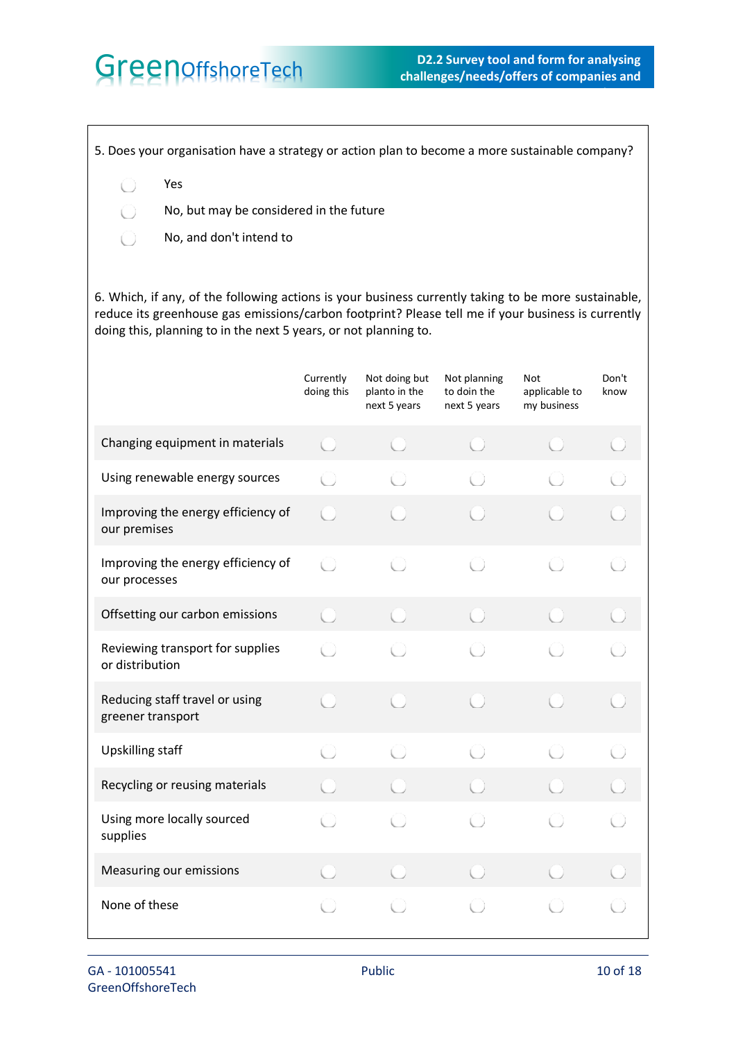5. Does your organisation have a strategy or action plan to become a more sustainable company?

- ◯ Yes
- ◯ No, but may be considered in the future
- ◯ No, and don't intend to

6. Which, if any, of the following actions is your business currently taking to be more sustainable, reduce its greenhouse gas emissions/carbon footprint? Please tell me if your business is currently doing this, planning to in the next 5 years, or not planning to.

| | Currently doing this | Not doing but planto in the next 5 years | Not planning to doin the next 5 years | Not applicable to my business | Don't know |
|---|---|---|---|---|---|
| Changing equipment in materials | ◯ | ◯ | ◯ | ◯ | ◯ |
| Using renewable energy sources | ◯ | ◯ | ◯ | ◯ | ◯ |
| Improving the energy efficiency of our premises | ◯ | ◯ | ◯ | ◯ | ◯ |
| Improving the energy efficiency of our processes | ◯ | ◯ | ◯ | ◯ | ◯ |
| Offsetting our carbon emissions | ◯ | ◯ | ◯ | ◯ | ◯ |
| Reviewing transport for supplies or distribution | ◯ | ◯ | ◯ | ◯ | ◯ |
| Reducing staff travel or using greener transport | ◯ | ◯ | ◯ | ◯ | ◯ |
| Upskilling staff | ◯ | ◯ | ◯ | ◯ | ◯ |
| Recycling or reusing materials | ◯ | ◯ | ◯ | ◯ | ◯ |
| Using more locally sourced supplies | ◯ | ◯ | ◯ | ◯ | ◯ |
| Measuring our emissions | ◯ | ◯ | ◯ | ◯ | ◯ |
| None of these | ◯ | ◯ | ◯ | ◯ | ◯ |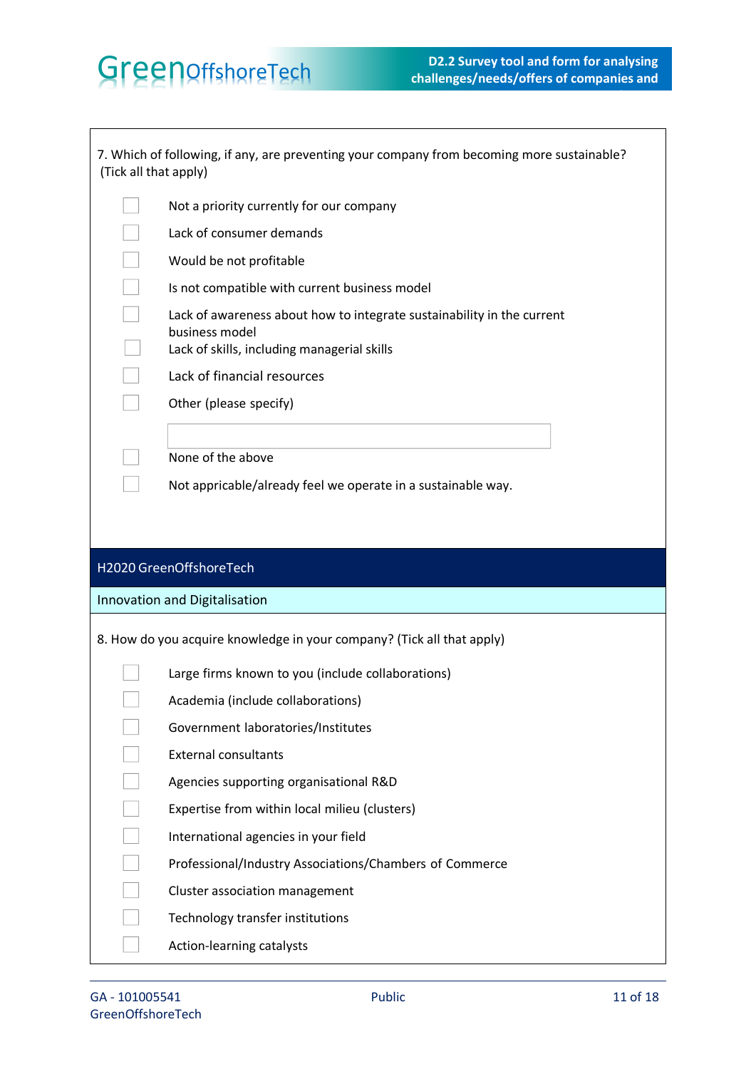7. Which of following, if any, are preventing your company from becoming more sustainable? (Tick all that apply)

- ☐ Not a priority currently for our company
- ☐ Lack of consumer demands
- ☐ Would be not profitable
- ☐ Is not compatible with current business model
- ☐ Lack of awareness about how to integrate sustainability in the current business model
- ☐ Lack of skills, including managerial skills
- ☐ Lack of financial resources
- ☐ Other (please specify)

  ______________________________

- ☐ None of the above
- ☐ Not appricable/already feel we operate in a sustainable way.

## H2020 GreenOffshoreTech

### Innovation and Digitalisation

8. How do you acquire knowledge in your company? (Tick all that apply)

- ☐ Large firms known to you (include collaborations)
- ☐ Academia (include collaborations)
- ☐ Government laboratories/Institutes
- ☐ External consultants
- ☐ Agencies supporting organisational R&D
- ☐ Expertise from within local milieu (clusters)
- ☐ International agencies in your field
- ☐ Professional/Industry Associations/Chambers of Commerce
- ☐ Cluster association management
- ☐ Technology transfer institutions
- ☐ Action-learning catalysts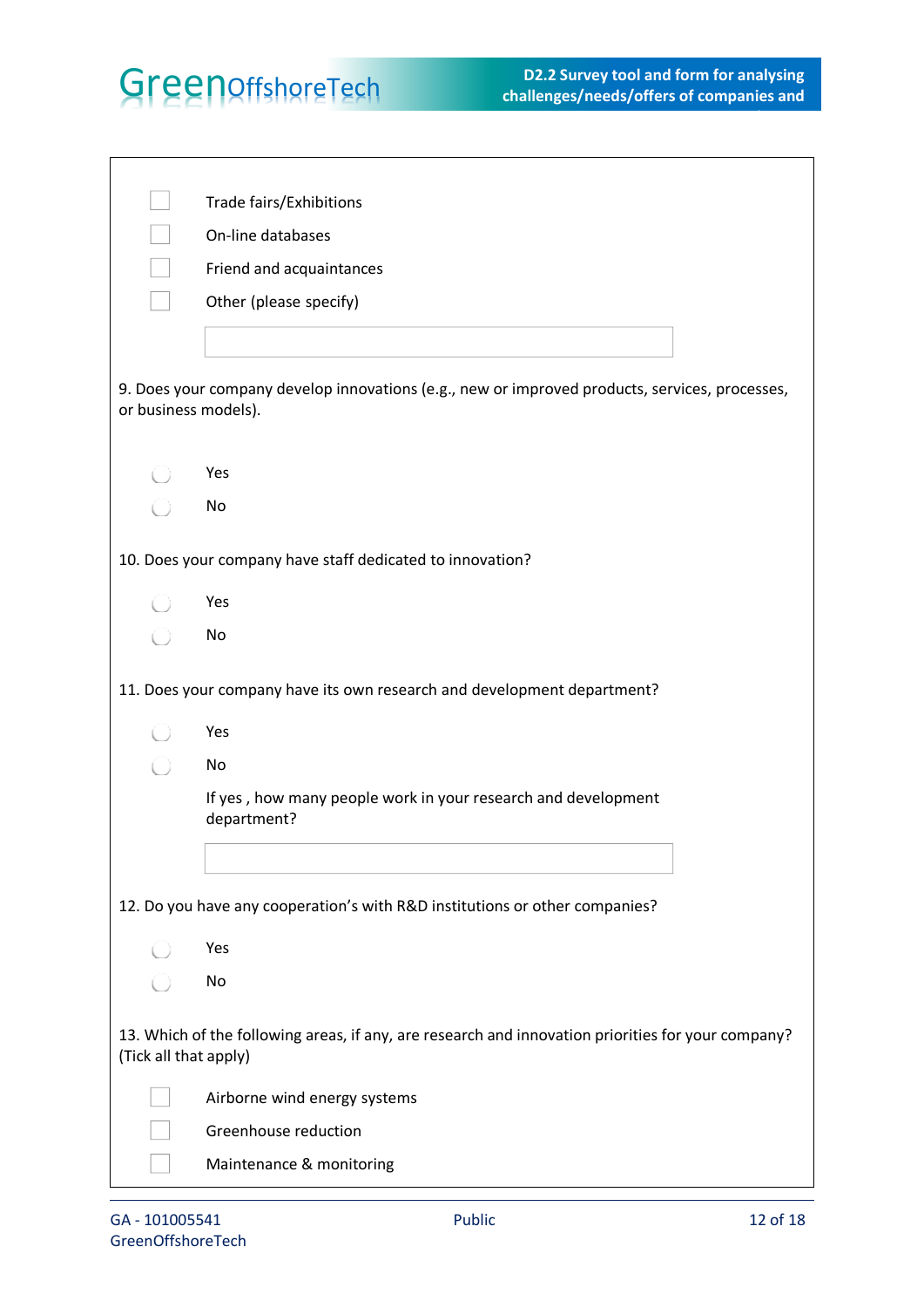- [ ] Trade fairs/Exhibitions
- [ ] On-line databases
- [ ] Friend and acquaintances
- [ ] Other (please specify)

\_\_\_\_\_\_\_\_\_\_\_\_\_\_\_\_\_\_\_\_\_\_\_\_\_\_\_\_\_\_

9. Does your company develop innovations (e.g., new or improved products, services, processes, or business models).

- ○ Yes
- ○ No

10. Does your company have staff dedicated to innovation?

- ○ Yes
- ○ No

11. Does your company have its own research and development department?

- ○ Yes
- ○ No

If yes , how many people work in your research and development department?

\_\_\_\_\_\_\_\_\_\_\_\_\_\_\_\_\_\_\_\_\_\_\_\_\_\_\_\_\_\_

12. Do you have any cooperation's with R&D institutions or other companies?

- ○ Yes
- ○ No

13. Which of the following areas, if any, are research and innovation priorities for your company? (Tick all that apply)

- [ ] Airborne wind energy systems
- [ ] Greenhouse reduction
- [ ] Maintenance & monitoring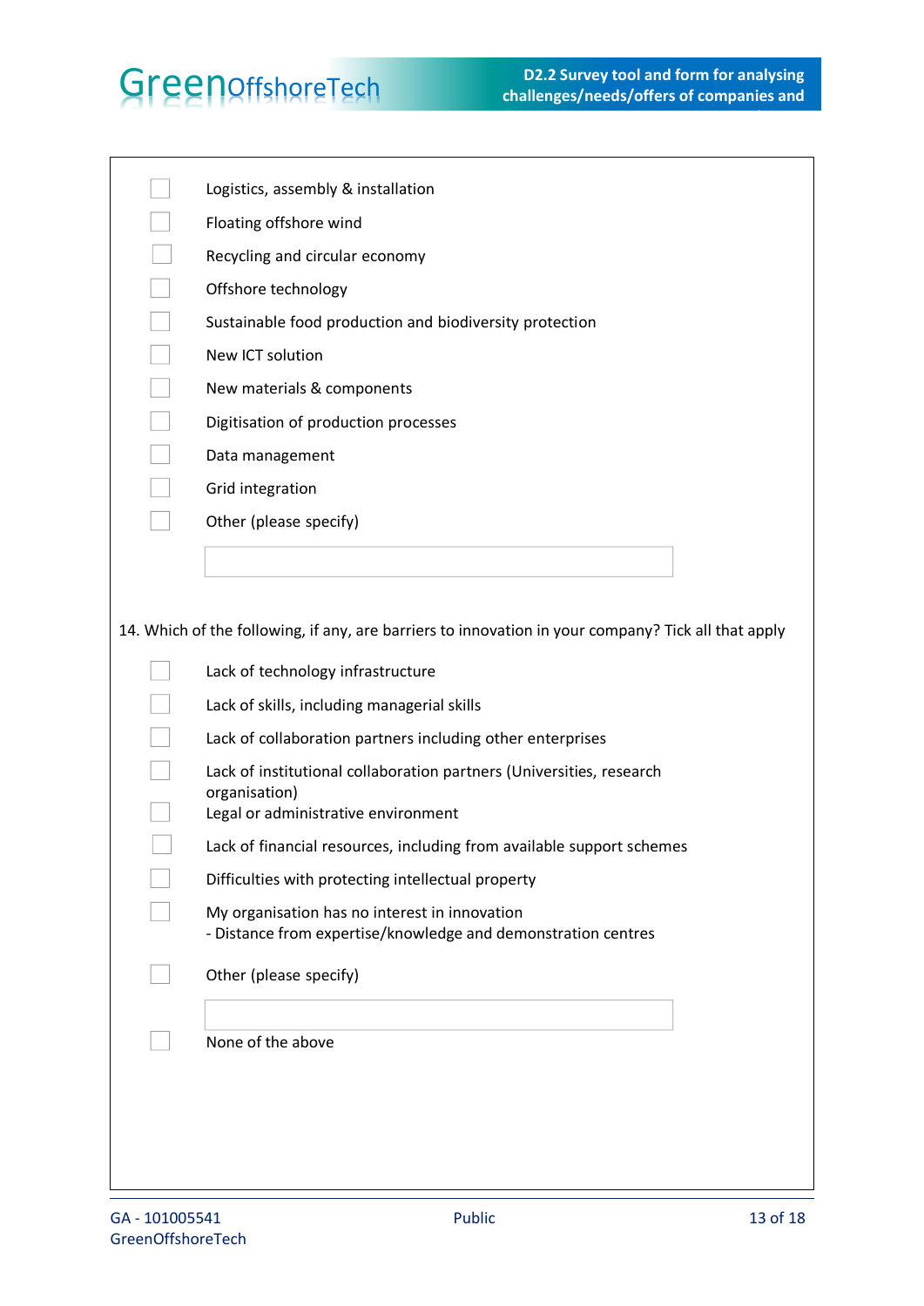- [ ] Logistics, assembly & installation
- [ ] Floating offshore wind
- [ ] Recycling and circular economy
- [ ] Offshore technology
- [ ] Sustainable food production and biodiversity protection
- [ ] New ICT solution
- [ ] New materials & components
- [ ] Digitisation of production processes
- [ ] Data management
- [ ] Grid integration
- [ ] Other (please specify)

\_\_\_\_\_\_\_\_\_\_\_\_\_\_\_\_\_\_\_\_\_\_\_\_\_\_\_\_\_\_

14. Which of the following, if any, are barriers to innovation in your company? Tick all that apply

- [ ] Lack of technology infrastructure
- [ ] Lack of skills, including managerial skills
- [ ] Lack of collaboration partners including other enterprises
- [ ] Lack of institutional collaboration partners (Universities, research organisation)
- [ ] Legal or administrative environment
- [ ] Lack of financial resources, including from available support schemes
- [ ] Difficulties with protecting intellectual property
- [ ] My organisation has no interest in innovation
  - Distance from expertise/knowledge and demonstration centres
- [ ] Other (please specify)

\_\_\_\_\_\_\_\_\_\_\_\_\_\_\_\_\_\_\_\_\_\_\_\_\_\_\_\_\_\_

- [ ] None of the above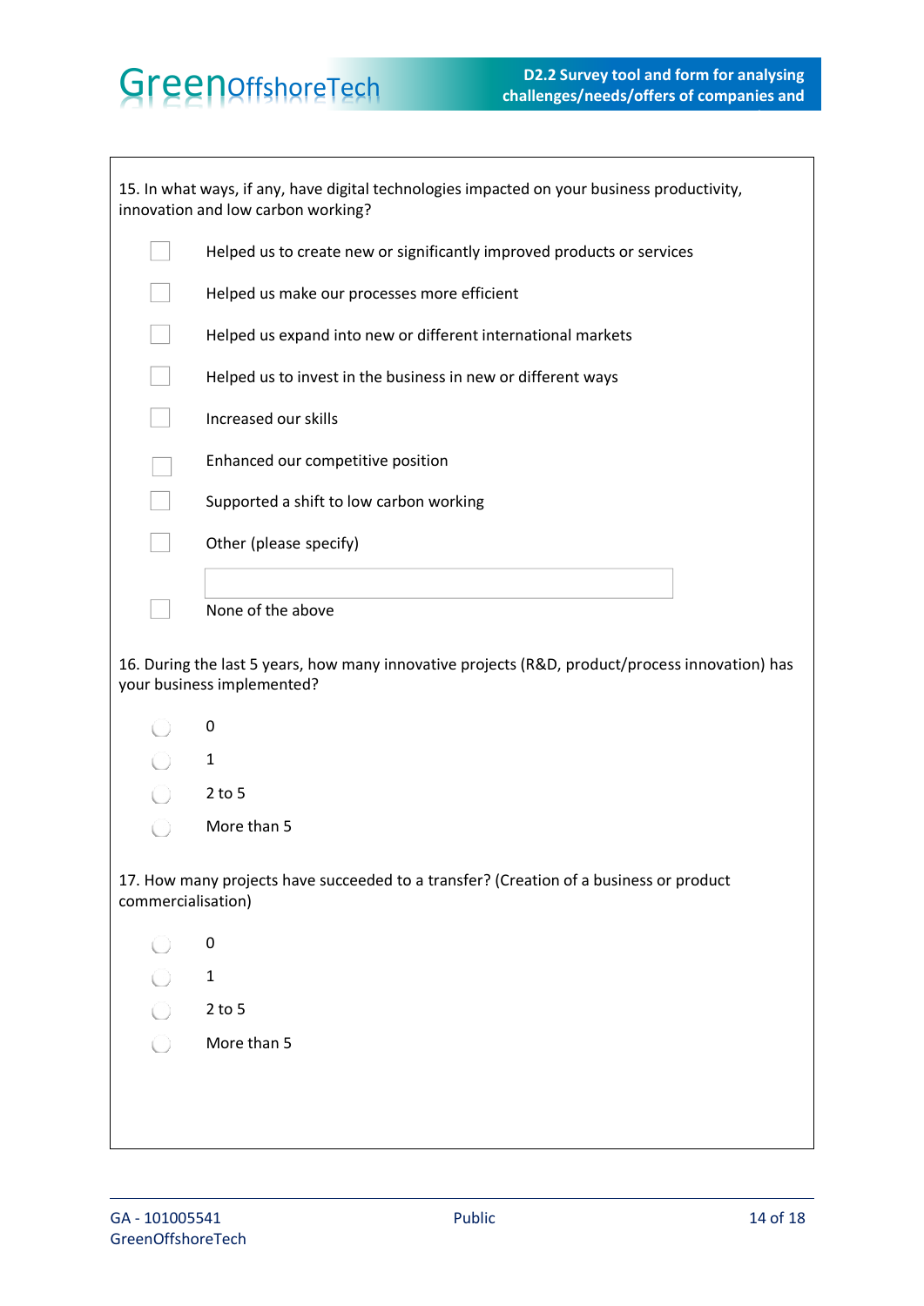15. In what ways, if any, have digital technologies impacted on your business productivity, innovation and low carbon working?

- ☐ Helped us to create new or significantly improved products or services
- ☐ Helped us make our processes more efficient
- ☐ Helped us expand into new or different international markets
- ☐ Helped us to invest in the business in new or different ways
- ☐ Increased our skills
- ☐ Enhanced our competitive position
- ☐ Supported a shift to low carbon working
- ☐ Other (please specify)

  \_\_\_\_\_\_\_\_\_\_\_\_\_\_\_\_\_\_\_\_

- ☐ None of the above

16. During the last 5 years, how many innovative projects (R&D, product/process innovation) has your business implemented?

- ◯ 0
- ◯ 1
- ◯ 2 to 5
- ◯ More than 5

17. How many projects have succeeded to a transfer? (Creation of a business or product commercialisation)

- ◯ 0
- ◯ 1
- ◯ 2 to 5
- ◯ More than 5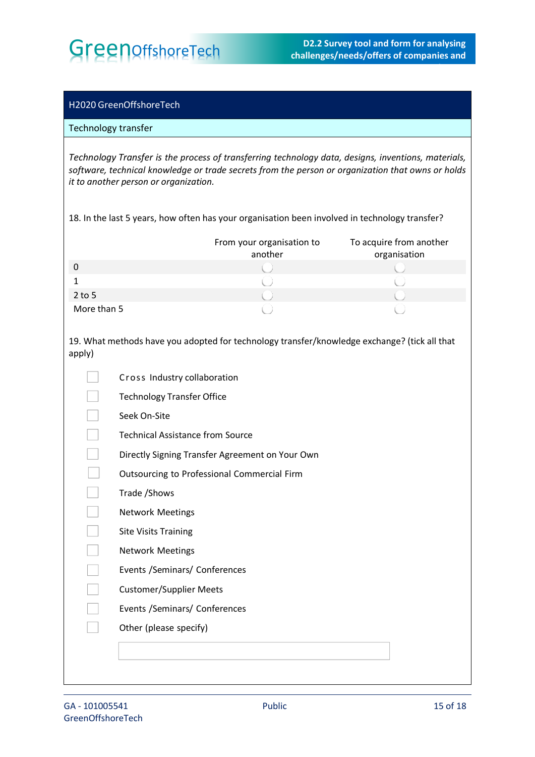## H2020 GreenOffshoreTech

### Technology transfer

*Technology Transfer is the process of transferring technology data, designs, inventions, materials, software, technical knowledge or trade secrets from the person or organization that owns or holds it to another person or organization.*

18. In the last 5 years, how often has your organisation been involved in technology transfer?

| | From your organisation to another | To acquire from another organisation |
|---|---|---|
| 0 | ◯ | ◯ |
| 1 | ◯ | ◯ |
| 2 to 5 | ◯ | ◯ |
| More than 5 | ◯ | ◯ |

19. What methods have you adopted for technology transfer/knowledge exchange? (tick all that apply)

- ☐ Cross Industry collaboration
- ☐ Technology Transfer Office
- ☐ Seek On-Site
- ☐ Technical Assistance from Source
- ☐ Directly Signing Transfer Agreement on Your Own
- ☐ Outsourcing to Professional Commercial Firm
- ☐ Trade /Shows
- ☐ Network Meetings
- ☐ Site Visits Training
- ☐ Network Meetings
- ☐ Events /Seminars/ Conferences
- ☐ Customer/Supplier Meets
- ☐ Events /Seminars/ Conferences
- ☐ Other (please specify)

\_\_\_\_\_\_\_\_\_\_\_\_\_\_\_\_\_\_\_\_\_\_\_\_\_\_\_\_\_\_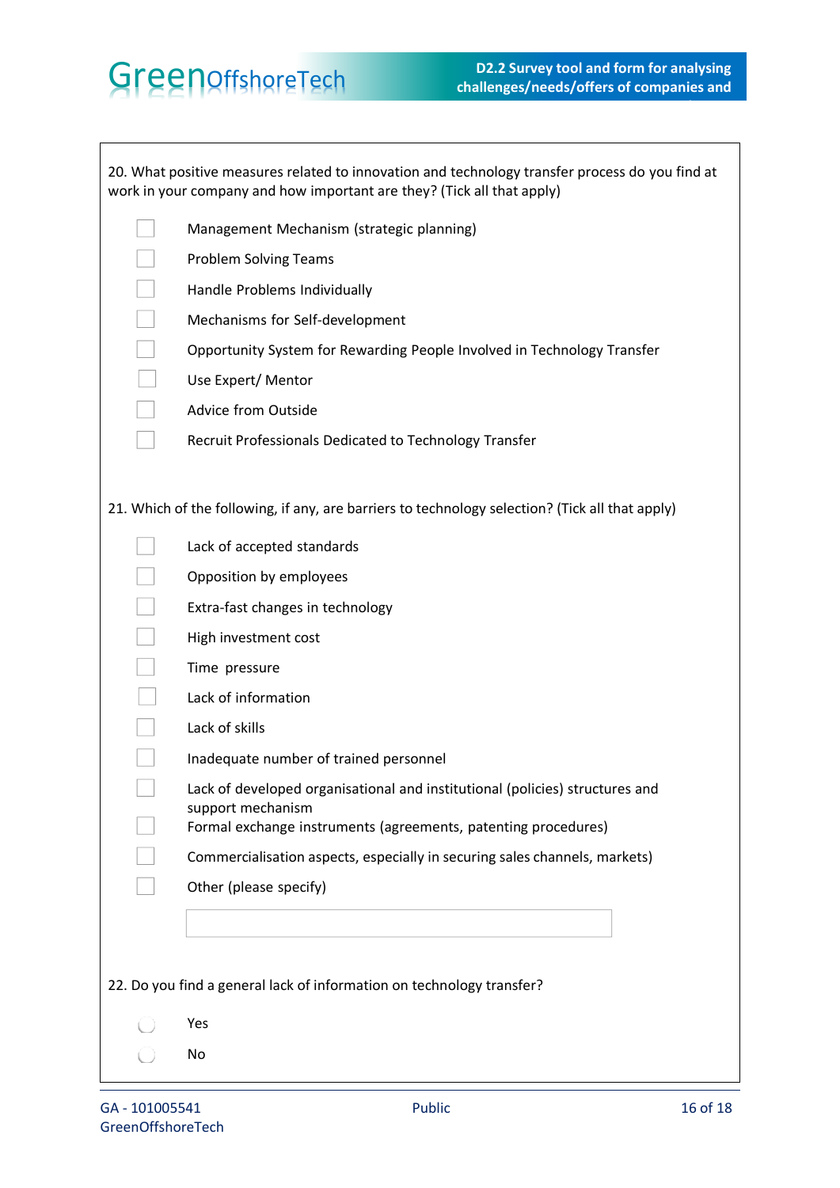20. What positive measures related to innovation and technology transfer process do you find at work in your company and how important are they? (Tick all that apply)

- ☐ Management Mechanism (strategic planning)
- ☐ Problem Solving Teams
- ☐ Handle Problems Individually
- ☐ Mechanisms for Self-development
- ☐ Opportunity System for Rewarding People Involved in Technology Transfer
- ☐ Use Expert/ Mentor
- ☐ Advice from Outside
- ☐ Recruit Professionals Dedicated to Technology Transfer

21. Which of the following, if any, are barriers to technology selection? (Tick all that apply)

- ☐ Lack of accepted standards
- ☐ Opposition by employees
- ☐ Extra-fast changes in technology
- ☐ High investment cost
- ☐ Time pressure
- ☐ Lack of information
- ☐ Lack of skills
- ☐ Inadequate number of trained personnel
- ☐ Lack of developed organisational and institutional (policies) structures and support mechanism
- ☐ Formal exchange instruments (agreements, patenting procedures)
- ☐ Commercialisation aspects, especially in securing sales channels, markets)
- ☐ Other (please specify)

\_\_\_\_\_\_\_\_\_\_\_\_\_\_\_\_\_\_\_\_\_\_\_\_\_\_\_\_\_\_\_\_\_\_\_\_\_\_\_\_

22. Do you find a general lack of information on technology transfer?

- ◯ Yes
- ◯ No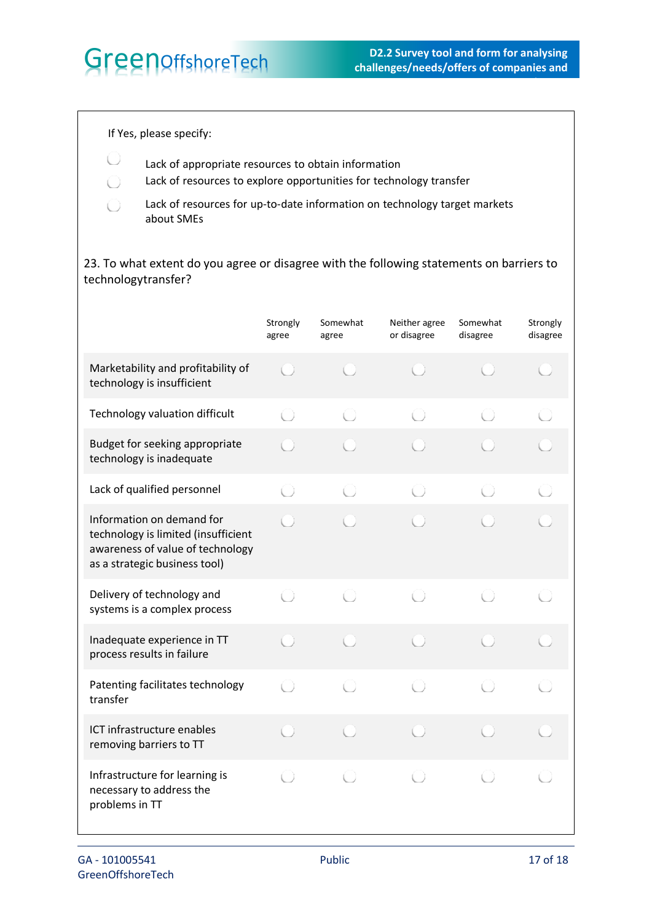If Yes, please specify:

- ◯ Lack of appropriate resources to obtain information
- ◯ Lack of resources to explore opportunities for technology transfer
- ◯ Lack of resources for up-to-date information on technology target markets about SMEs

23. To what extent do you agree or disagree with the following statements on barriers to technologytransfer?

| | Strongly agree | Somewhat agree | Neither agree or disagree | Somewhat disagree | Strongly disagree |
|---|---|---|---|---|---|
| Marketability and profitability of technology is insufficient | ◯ | ◯ | ◯ | ◯ | ◯ |
| Technology valuation difficult | ◯ | ◯ | ◯ | ◯ | ◯ |
| Budget for seeking appropriate technology is inadequate | ◯ | ◯ | ◯ | ◯ | ◯ |
| Lack of qualified personnel | ◯ | ◯ | ◯ | ◯ | ◯ |
| Information on demand for technology is limited (insufficient awareness of value of technology as a strategic business tool) | ◯ | ◯ | ◯ | ◯ | ◯ |
| Delivery of technology and systems is a complex process | ◯ | ◯ | ◯ | ◯ | ◯ |
| Inadequate experience in TT process results in failure | ◯ | ◯ | ◯ | ◯ | ◯ |
| Patenting facilitates technology transfer | ◯ | ◯ | ◯ | ◯ | ◯ |
| ICT infrastructure enables removing barriers to TT | ◯ | ◯ | ◯ | ◯ | ◯ |
| Infrastructure for learning is necessary to address the problems in TT | ◯ | ◯ | ◯ | ◯ | ◯ |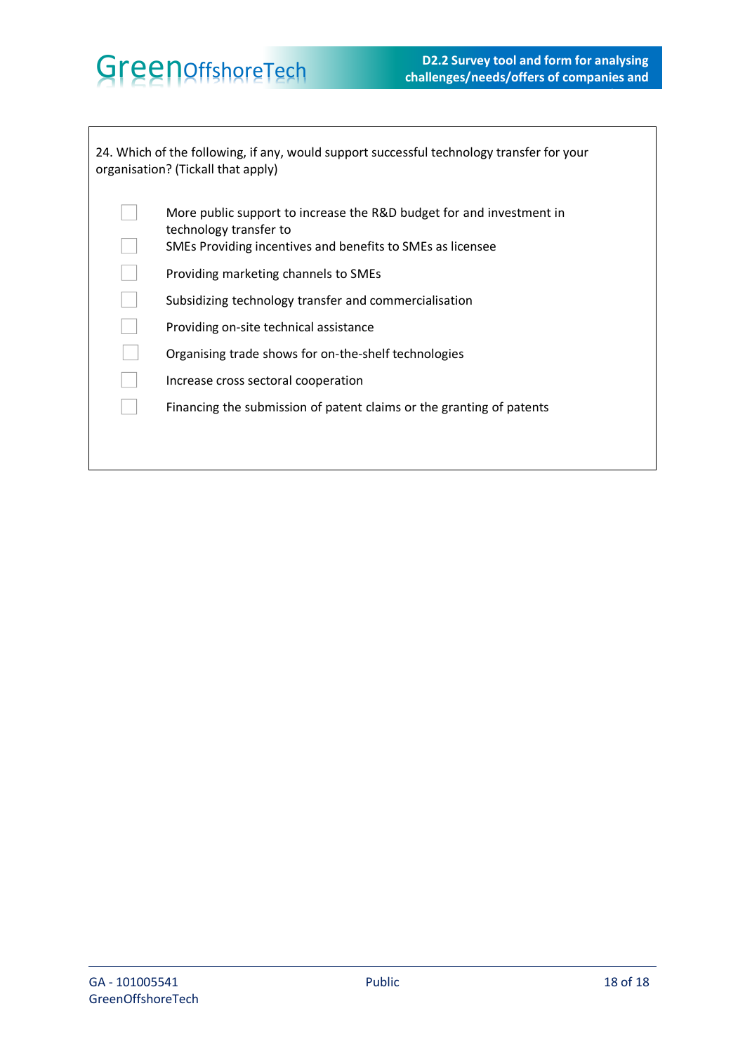24. Which of the following, if any, would support successful technology transfer for your organisation? (Tickall that apply)

- [ ] More public support to increase the R&D budget for and investment in technology transfer to
- [ ] SMEs Providing incentives and benefits to SMEs as licensee
- [ ] Providing marketing channels to SMEs
- [ ] Subsidizing technology transfer and commercialisation
- [ ] Providing on-site technical assistance
- [ ] Organising trade shows for on-the-shelf technologies
- [ ] Increase cross sectoral cooperation
- [ ] Financing the submission of patent claims or the granting of patents